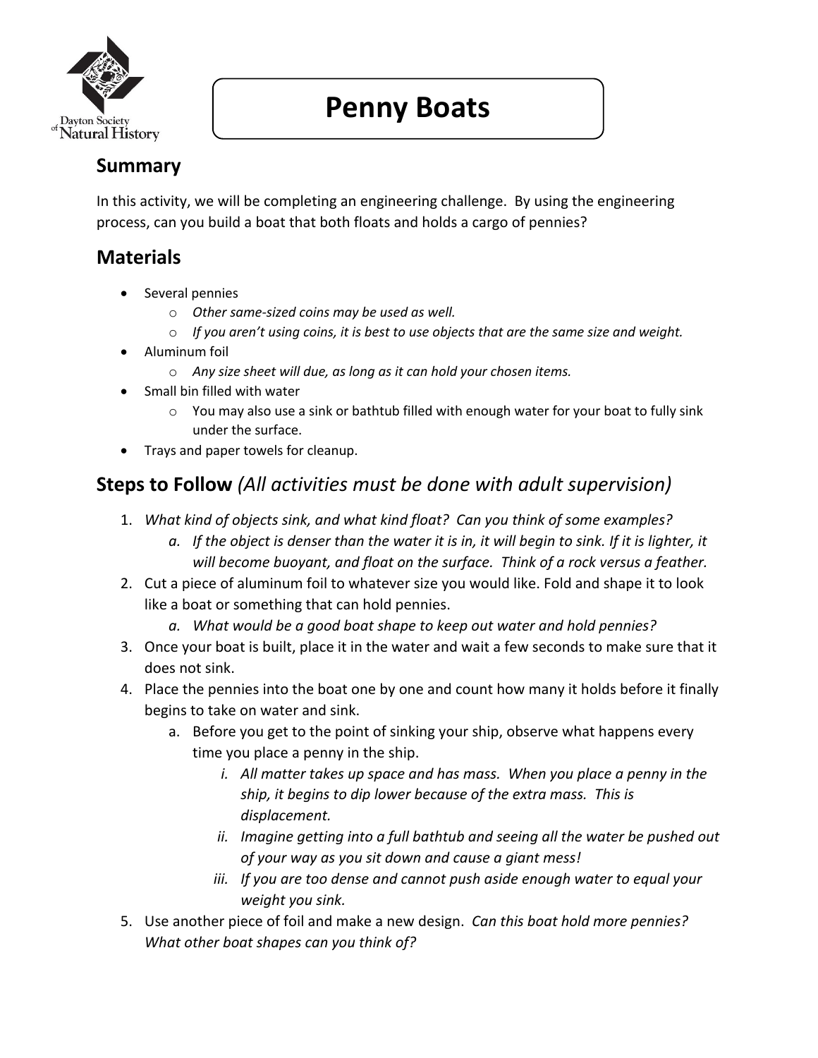Dayton Society of Natural History

# Penny Boats

## Summary

In this activity, we will be completing an engineering challenge. By using the engineering process, can you build a boat that both floats and holds a cargo of pennies?

## Materials

- Several pennies
  - *Other same-sized coins may be used as well.*
  - *If you aren't using coins, it is best to use objects that are the same size and weight.*
- Aluminum foil
  - *Any size sheet will due, as long as it can hold your chosen items.*
- Small bin filled with water
  - You may also use a sink or bathtub filled with enough water for your boat to fully sink under the surface.
- Trays and paper towels for cleanup.

## Steps to Follow *(All activities must be done with adult supervision)*

1. *What kind of objects sink, and what kind float? Can you think of some examples?*
   a. *If the object is denser than the water it is in, it will begin to sink. If it is lighter, it will become buoyant, and float on the surface. Think of a rock versus a feather.*
2. Cut a piece of aluminum foil to whatever size you would like. Fold and shape it to look like a boat or something that can hold pennies.
   a. *What would be a good boat shape to keep out water and hold pennies?*
3. Once your boat is built, place it in the water and wait a few seconds to make sure that it does not sink.
4. Place the pennies into the boat one by one and count how many it holds before it finally begins to take on water and sink.
   a. Before you get to the point of sinking your ship, observe what happens every time you place a penny in the ship.
      i. *All matter takes up space and has mass. When you place a penny in the ship, it begins to dip lower because of the extra mass. This is displacement.*
      ii. *Imagine getting into a full bathtub and seeing all the water be pushed out of your way as you sit down and cause a giant mess!*
      iii. *If you are too dense and cannot push aside enough water to equal your weight you sink.*
5. Use another piece of foil and make a new design. *Can this boat hold more pennies? What other boat shapes can you think of?*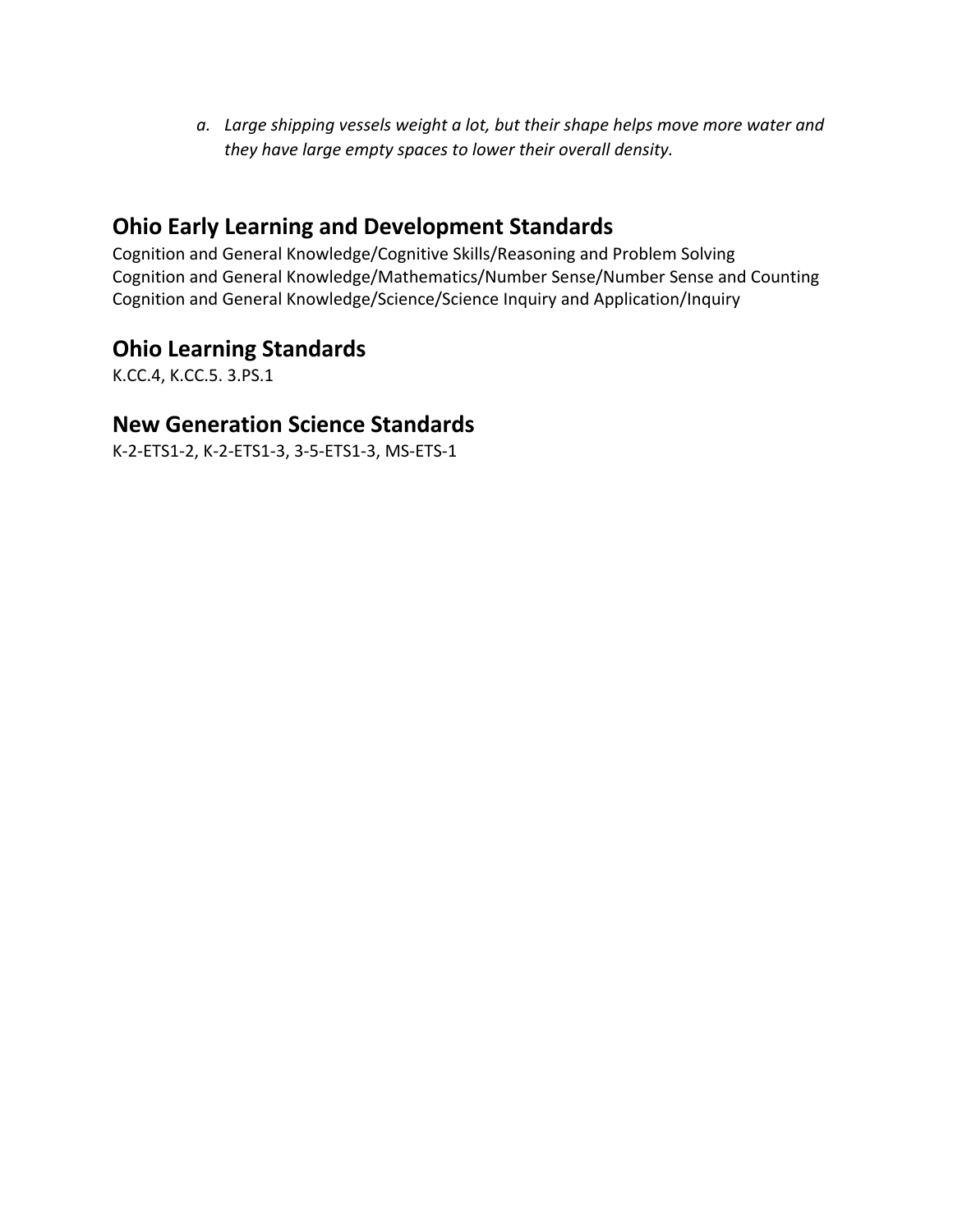a. *Large shipping vessels weight a lot, but their shape helps move more water and they have large empty spaces to lower their overall density.*

## Ohio Early Learning and Development Standards

Cognition and General Knowledge/Cognitive Skills/Reasoning and Problem Solving
Cognition and General Knowledge/Mathematics/Number Sense/Number Sense and Counting
Cognition and General Knowledge/Science/Science Inquiry and Application/Inquiry

## Ohio Learning Standards

K.CC.4, K.CC.5. 3.PS.1

## New Generation Science Standards

K-2-ETS1-2, K-2-ETS1-3, 3-5-ETS1-3, MS-ETS-1